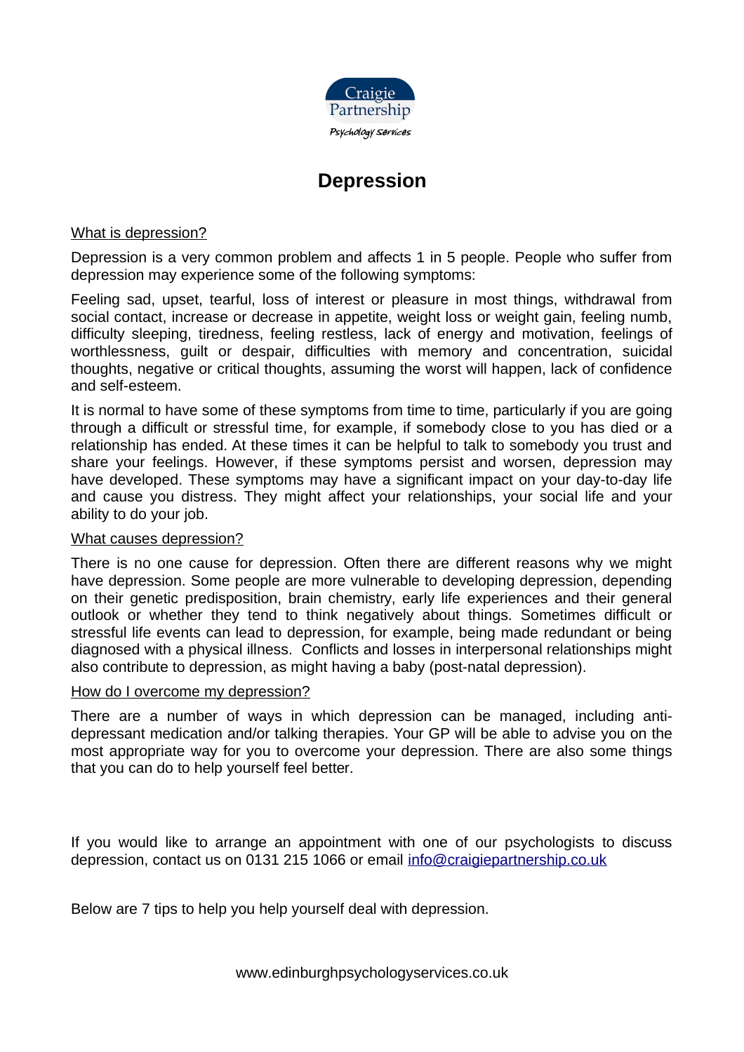Craigie Partnership
Psychology Services

# Depression

## What is depression?

Depression is a very common problem and affects 1 in 5 people. People who suffer from depression may experience some of the following symptoms:

Feeling sad, upset, tearful, loss of interest or pleasure in most things, withdrawal from social contact, increase or decrease in appetite, weight loss or weight gain, feeling numb, difficulty sleeping, tiredness, feeling restless, lack of energy and motivation, feelings of worthlessness, guilt or despair, difficulties with memory and concentration, suicidal thoughts, negative or critical thoughts, assuming the worst will happen, lack of confidence and self-esteem.

It is normal to have some of these symptoms from time to time, particularly if you are going through a difficult or stressful time, for example, if somebody close to you has died or a relationship has ended. At these times it can be helpful to talk to somebody you trust and share your feelings. However, if these symptoms persist and worsen, depression may have developed. These symptoms may have a significant impact on your day-to-day life and cause you distress. They might affect your relationships, your social life and your ability to do your job.

## What causes depression?

There is no one cause for depression. Often there are different reasons why we might have depression. Some people are more vulnerable to developing depression, depending on their genetic predisposition, brain chemistry, early life experiences and their general outlook or whether they tend to think negatively about things. Sometimes difficult or stressful life events can lead to depression, for example, being made redundant or being diagnosed with a physical illness. Conflicts and losses in interpersonal relationships might also contribute to depression, as might having a baby (post-natal depression).

## How do I overcome my depression?

There are a number of ways in which depression can be managed, including anti-depressant medication and/or talking therapies. Your GP will be able to advise you on the most appropriate way for you to overcome your depression. There are also some things that you can do to help yourself feel better.

If you would like to arrange an appointment with one of our psychologists to discuss depression, contact us on 0131 215 1066 or email info@craigiepartnership.co.uk

Below are 7 tips to help you help yourself deal with depression.

www.edinburghpsychologyservices.co.uk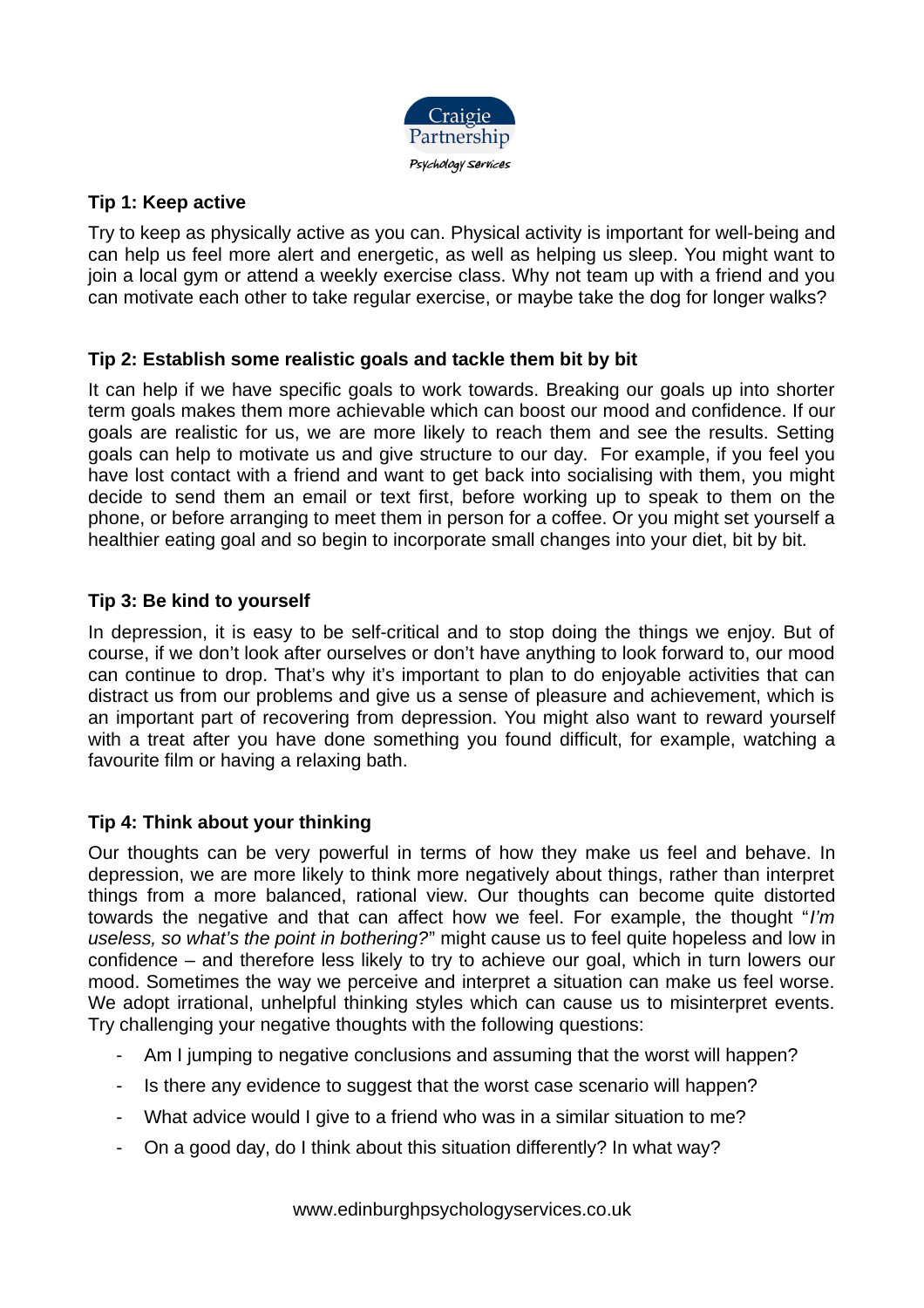### Tip 1: Keep active

Try to keep as physically active as you can. Physical activity is important for well-being and can help us feel more alert and energetic, as well as helping us sleep. You might want to join a local gym or attend a weekly exercise class. Why not team up with a friend and you can motivate each other to take regular exercise, or maybe take the dog for longer walks?

### Tip 2: Establish some realistic goals and tackle them bit by bit

It can help if we have specific goals to work towards. Breaking our goals up into shorter term goals makes them more achievable which can boost our mood and confidence. If our goals are realistic for us, we are more likely to reach them and see the results. Setting goals can help to motivate us and give structure to our day. For example, if you feel you have lost contact with a friend and want to get back into socialising with them, you might decide to send them an email or text first, before working up to speak to them on the phone, or before arranging to meet them in person for a coffee. Or you might set yourself a healthier eating goal and so begin to incorporate small changes into your diet, bit by bit.

### Tip 3: Be kind to yourself

In depression, it is easy to be self-critical and to stop doing the things we enjoy. But of course, if we don't look after ourselves or don't have anything to look forward to, our mood can continue to drop. That's why it's important to plan to do enjoyable activities that can distract us from our problems and give us a sense of pleasure and achievement, which is an important part of recovering from depression. You might also want to reward yourself with a treat after you have done something you found difficult, for example, watching a favourite film or having a relaxing bath.

### Tip 4: Think about your thinking

Our thoughts can be very powerful in terms of how they make us feel and behave. In depression, we are more likely to think more negatively about things, rather than interpret things from a more balanced, rational view. Our thoughts can become quite distorted towards the negative and that can affect how we feel. For example, the thought "*I'm useless, so what's the point in bothering?*" might cause us to feel quite hopeless and low in confidence – and therefore less likely to try to achieve our goal, which in turn lowers our mood. Sometimes the way we perceive and interpret a situation can make us feel worse. We adopt irrational, unhelpful thinking styles which can cause us to misinterpret events. Try challenging your negative thoughts with the following questions:

- Am I jumping to negative conclusions and assuming that the worst will happen?
- Is there any evidence to suggest that the worst case scenario will happen?
- What advice would I give to a friend who was in a similar situation to me?
- On a good day, do I think about this situation differently? In what way?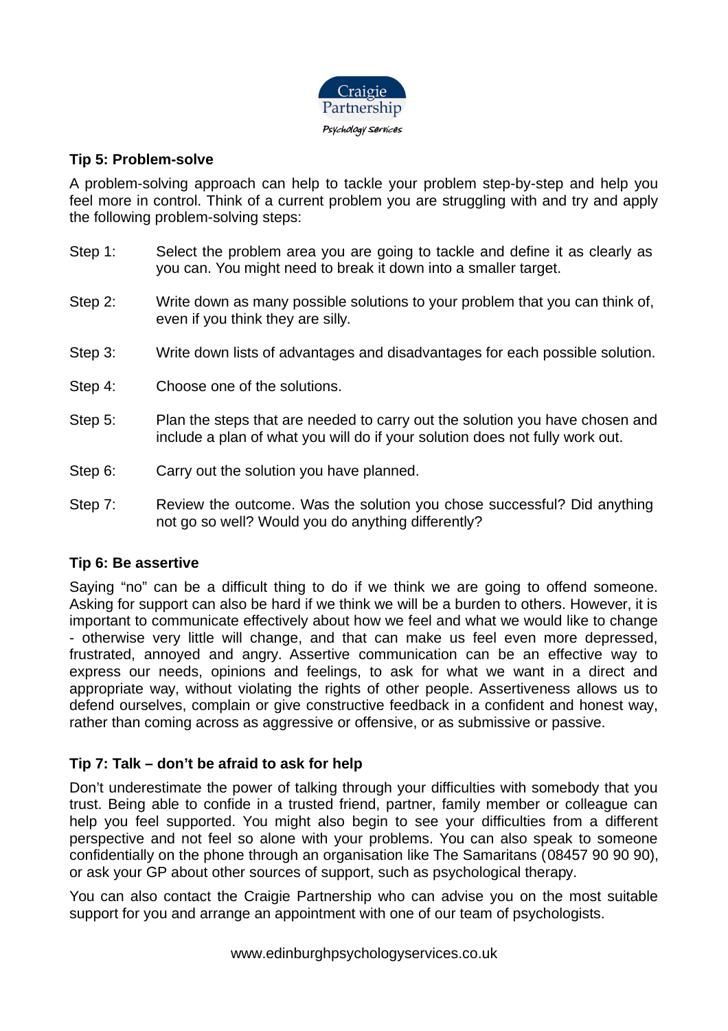### Tip 5: Problem-solve

A problem-solving approach can help to tackle your problem step-by-step and help you feel more in control. Think of a current problem you are struggling with and try and apply the following problem-solving steps:

Step 1: Select the problem area you are going to tackle and define it as clearly as you can. You might need to break it down into a smaller target.

Step 2: Write down as many possible solutions to your problem that you can think of, even if you think they are silly.

Step 3: Write down lists of advantages and disadvantages for each possible solution.

Step 4: Choose one of the solutions.

Step 5: Plan the steps that are needed to carry out the solution you have chosen and include a plan of what you will do if your solution does not fully work out.

Step 6: Carry out the solution you have planned.

Step 7: Review the outcome. Was the solution you chose successful? Did anything not go so well? Would you do anything differently?

### Tip 6: Be assertive

Saying "no" can be a difficult thing to do if we think we are going to offend someone. Asking for support can also be hard if we think we will be a burden to others. However, it is important to communicate effectively about how we feel and what we would like to change - otherwise very little will change, and that can make us feel even more depressed, frustrated, annoyed and angry. Assertive communication can be an effective way to express our needs, opinions and feelings, to ask for what we want in a direct and appropriate way, without violating the rights of other people. Assertiveness allows us to defend ourselves, complain or give constructive feedback in a confident and honest way, rather than coming across as aggressive or offensive, or as submissive or passive.

### Tip 7: Talk – don't be afraid to ask for help

Don't underestimate the power of talking through your difficulties with somebody that you trust. Being able to confide in a trusted friend, partner, family member or colleague can help you feel supported. You might also begin to see your difficulties from a different perspective and not feel so alone with your problems. You can also speak to someone confidentially on the phone through an organisation like The Samaritans (08457 90 90 90), or ask your GP about other sources of support, such as psychological therapy.

You can also contact the Craigie Partnership who can advise you on the most suitable support for you and arrange an appointment with one of our team of psychologists.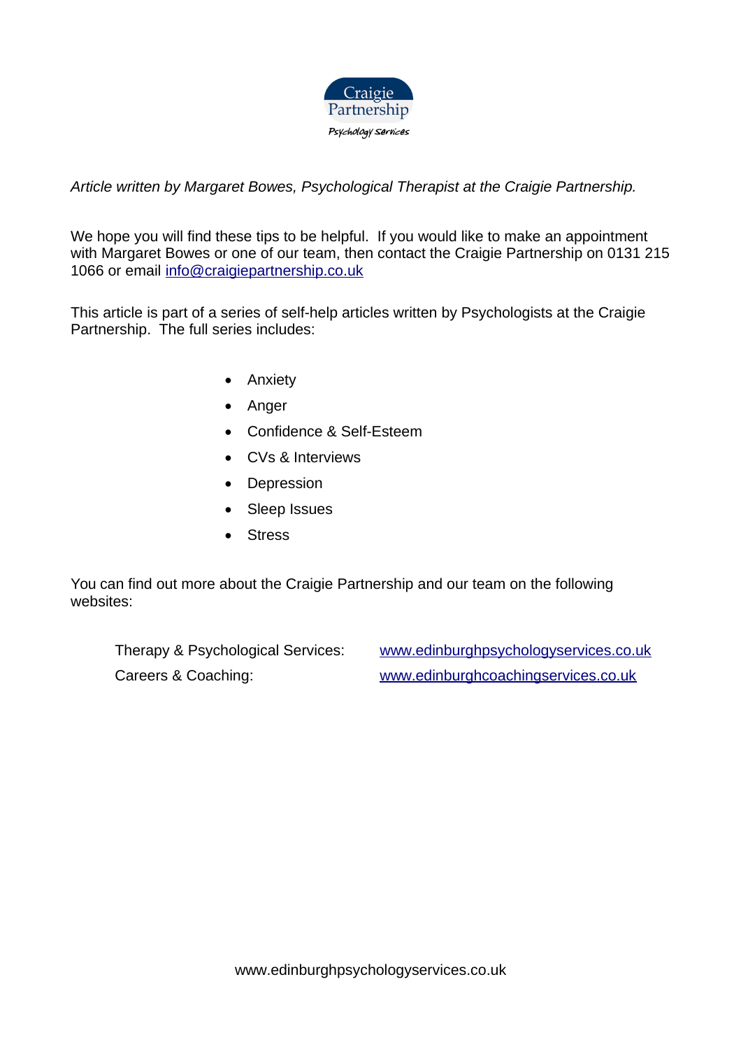Craigie Partnership
Psychology Services

*Article written by Margaret Bowes, Psychological Therapist at the Craigie Partnership.*

We hope you will find these tips to be helpful. If you would like to make an appointment with Margaret Bowes or one of our team, then contact the Craigie Partnership on 0131 215 1066 or email info@craigiepartnership.co.uk

This article is part of a series of self-help articles written by Psychologists at the Craigie Partnership. The full series includes:

- Anxiety
- Anger
- Confidence & Self-Esteem
- CVs & Interviews
- Depression
- Sleep Issues
- Stress

You can find out more about the Craigie Partnership and our team on the following websites:

| | |
|---|---|
| Therapy & Psychological Services: | www.edinburghpsychologyservices.co.uk |
| Careers & Coaching: | www.edinburghcoachingservices.co.uk |